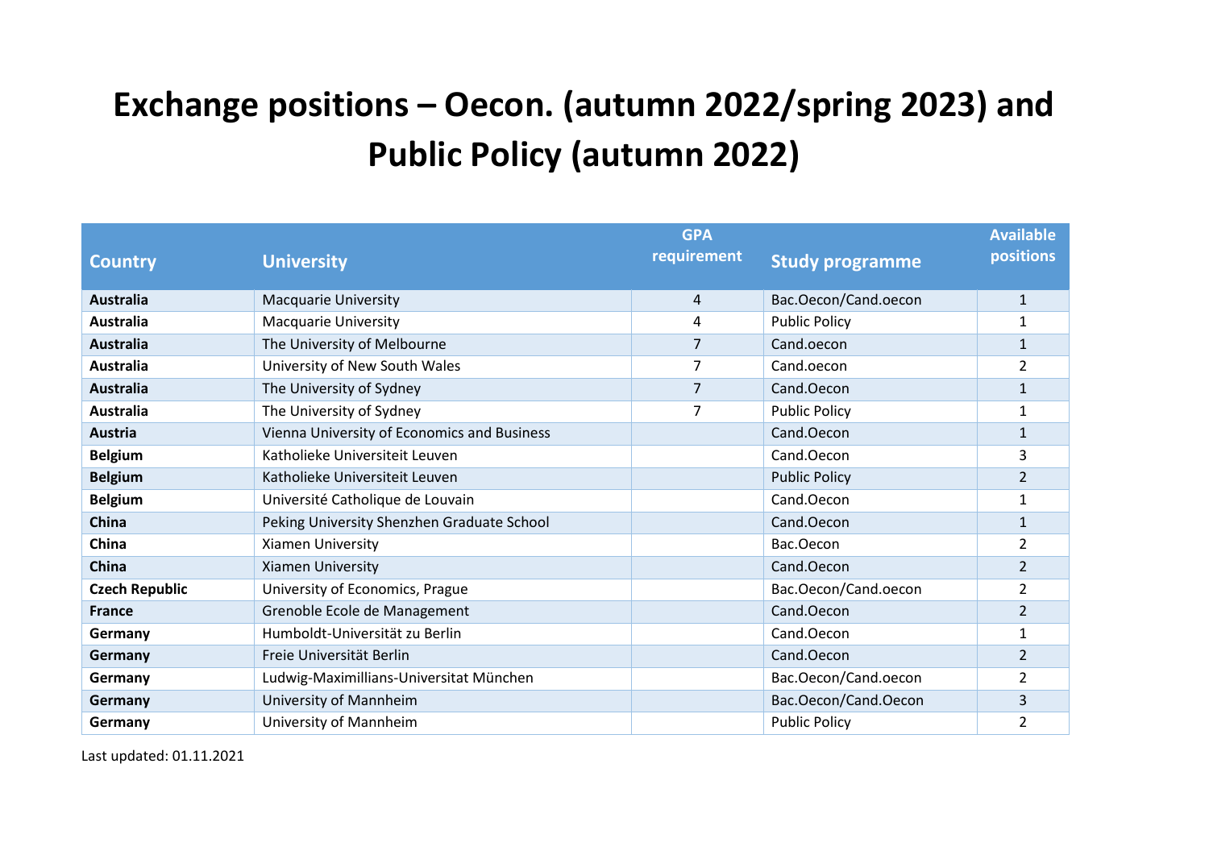# Exchange positions – Oecon. (autumn 2022/spring 2023) and Public Policy (autumn 2022)

| Country | University | GPA requirement | Study programme | Available positions |
|---|---|---|---|---|
| **Australia** | Macquarie University | 4 | Bac.Oecon/Cand.oecon | 1 |
| **Australia** | Macquarie University | 4 | Public Policy | 1 |
| **Australia** | The University of Melbourne | 7 | Cand.oecon | 1 |
| **Australia** | University of New South Wales | 7 | Cand.oecon | 2 |
| **Australia** | The University of Sydney | 7 | Cand.Oecon | 1 |
| **Australia** | The University of Sydney | 7 | Public Policy | 1 |
| **Austria** | Vienna University of Economics and Business | | Cand.Oecon | 1 |
| **Belgium** | Katholieke Universiteit Leuven | | Cand.Oecon | 3 |
| **Belgium** | Katholieke Universiteit Leuven | | Public Policy | 2 |
| **Belgium** | Université Catholique de Louvain | | Cand.Oecon | 1 |
| **China** | Peking University Shenzhen Graduate School | | Cand.Oecon | 1 |
| **China** | Xiamen University | | Bac.Oecon | 2 |
| **China** | Xiamen University | | Cand.Oecon | 2 |
| **Czech Republic** | University of Economics, Prague | | Bac.Oecon/Cand.oecon | 2 |
| **France** | Grenoble Ecole de Management | | Cand.Oecon | 2 |
| **Germany** | Humboldt-Universität zu Berlin | | Cand.Oecon | 1 |
| **Germany** | Freie Universität Berlin | | Cand.Oecon | 2 |
| **Germany** | Ludwig-Maximillians-Universitat München | | Bac.Oecon/Cand.oecon | 2 |
| **Germany** | University of Mannheim | | Bac.Oecon/Cand.Oecon | 3 |
| **Germany** | University of Mannheim | | Public Policy | 2 |

Last updated: 01.11.2021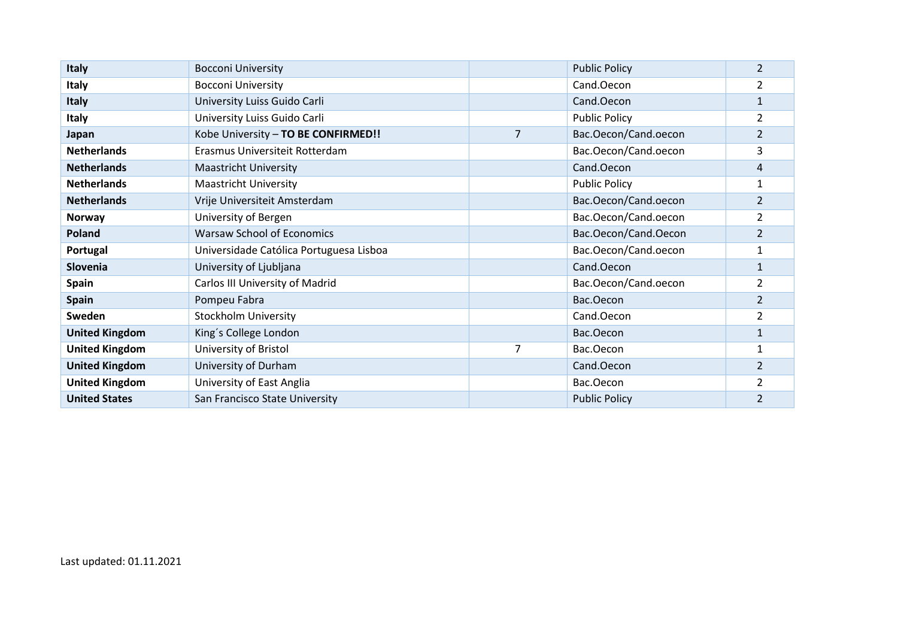| | | | | |
|---|---|---|---|---|
| **Italy** | Bocconi University | | Public Policy | 2 |
| **Italy** | Bocconi University | | Cand.Oecon | 2 |
| **Italy** | University Luiss Guido Carli | | Cand.Oecon | 1 |
| **Italy** | University Luiss Guido Carli | | Public Policy | 2 |
| **Japan** | Kobe University – **TO BE CONFIRMED!!** | 7 | Bac.Oecon/Cand.oecon | 2 |
| **Netherlands** | Erasmus Universiteit Rotterdam | | Bac.Oecon/Cand.oecon | 3 |
| **Netherlands** | Maastricht University | | Cand.Oecon | 4 |
| **Netherlands** | Maastricht University | | Public Policy | 1 |
| **Netherlands** | Vrije Universiteit Amsterdam | | Bac.Oecon/Cand.oecon | 2 |
| **Norway** | University of Bergen | | Bac.Oecon/Cand.oecon | 2 |
| **Poland** | Warsaw School of Economics | | Bac.Oecon/Cand.Oecon | 2 |
| **Portugal** | Universidade Católica Portuguesa Lisboa | | Bac.Oecon/Cand.oecon | 1 |
| **Slovenia** | University of Ljubljana | | Cand.Oecon | 1 |
| **Spain** | Carlos III University of Madrid | | Bac.Oecon/Cand.oecon | 2 |
| **Spain** | Pompeu Fabra | | Bac.Oecon | 2 |
| **Sweden** | Stockholm University | | Cand.Oecon | 2 |
| **United Kingdom** | King´s College London | | Bac.Oecon | 1 |
| **United Kingdom** | University of Bristol | 7 | Bac.Oecon | 1 |
| **United Kingdom** | University of Durham | | Cand.Oecon | 2 |
| **United Kingdom** | University of East Anglia | | Bac.Oecon | 2 |
| **United States** | San Francisco State University | | Public Policy | 2 |

Last updated: 01.11.2021